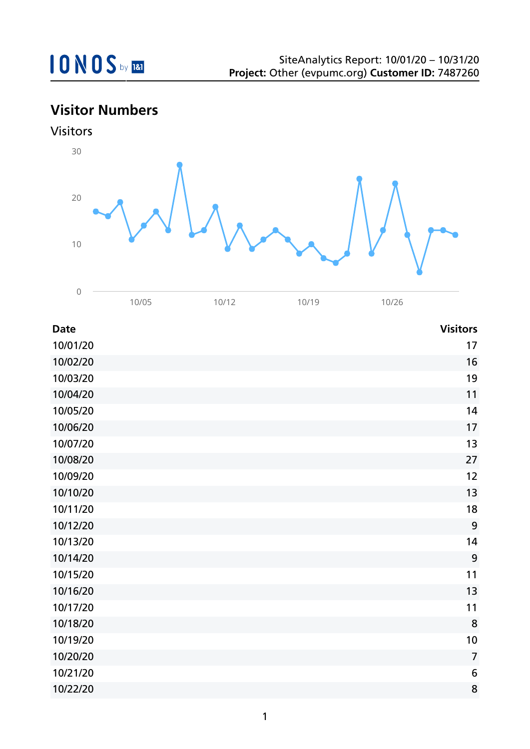SiteAnalytics Report: 10/01/20 – 10/31/20
**Project:** Other (evpumc.org) **Customer ID:** 7487260

# Visitor Numbers

## Visitors

| Date | Visitors |
|---|---|
| 10/01/20 | 17 |
| 10/02/20 | 16 |
| 10/03/20 | 19 |
| 10/04/20 | 11 |
| 10/05/20 | 14 |
| 10/06/20 | 17 |
| 10/07/20 | 13 |
| 10/08/20 | 27 |
| 10/09/20 | 12 |
| 10/10/20 | 13 |
| 10/11/20 | 18 |
| 10/12/20 | 9 |
| 10/13/20 | 14 |
| 10/14/20 | 9 |
| 10/15/20 | 11 |
| 10/16/20 | 13 |
| 10/17/20 | 11 |
| 10/18/20 | 8 |
| 10/19/20 | 10 |
| 10/20/20 | 7 |
| 10/21/20 | 6 |
| 10/22/20 | 8 |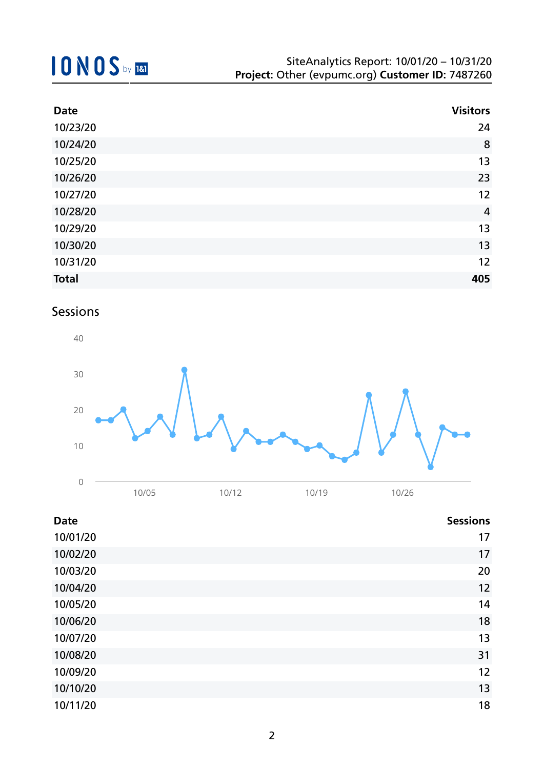| Date | Visitors |
|---|---|
| 10/23/20 | 24 |
| 10/24/20 | 8 |
| 10/25/20 | 13 |
| 10/26/20 | 23 |
| 10/27/20 | 12 |
| 10/28/20 | 4 |
| 10/29/20 | 13 |
| 10/30/20 | 13 |
| 10/31/20 | 12 |
| **Total** | **405** |

## Sessions

| Date | Sessions |
|---|---|
| 10/01/20 | 17 |
| 10/02/20 | 17 |
| 10/03/20 | 20 |
| 10/04/20 | 12 |
| 10/05/20 | 14 |
| 10/06/20 | 18 |
| 10/07/20 | 13 |
| 10/08/20 | 31 |
| 10/09/20 | 12 |
| 10/10/20 | 13 |
| 10/11/20 | 18 |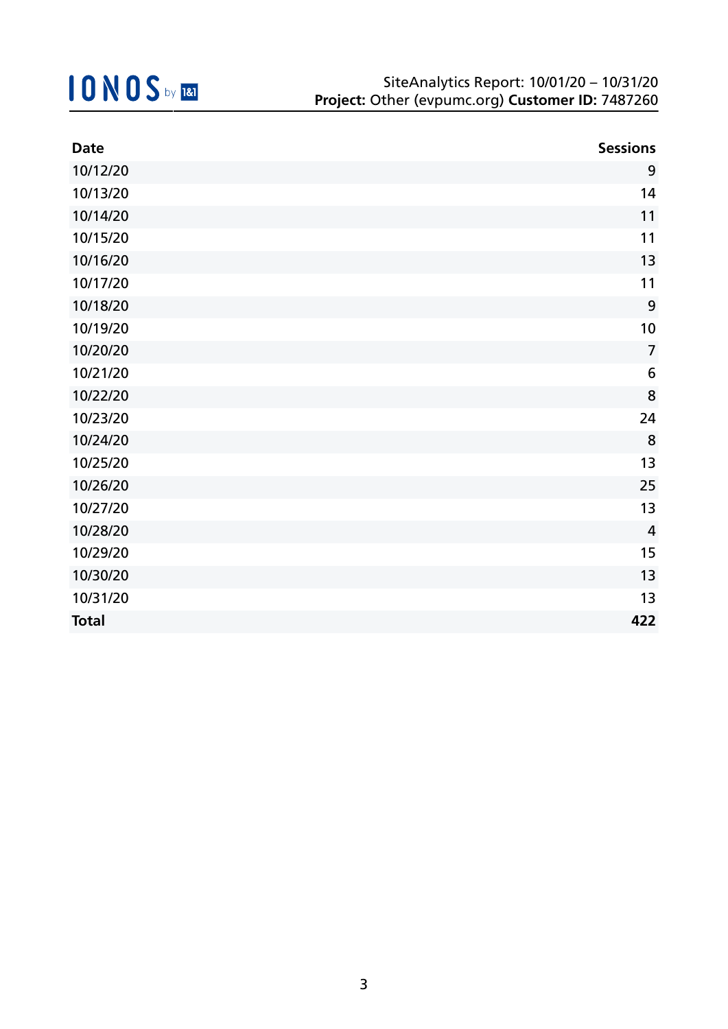| Date | Sessions |
| --- | ---: |
| 10/12/20 | 9 |
| 10/13/20 | 14 |
| 10/14/20 | 11 |
| 10/15/20 | 11 |
| 10/16/20 | 13 |
| 10/17/20 | 11 |
| 10/18/20 | 9 |
| 10/19/20 | 10 |
| 10/20/20 | 7 |
| 10/21/20 | 6 |
| 10/22/20 | 8 |
| 10/23/20 | 24 |
| 10/24/20 | 8 |
| 10/25/20 | 13 |
| 10/26/20 | 25 |
| 10/27/20 | 13 |
| 10/28/20 | 4 |
| 10/29/20 | 15 |
| 10/30/20 | 13 |
| 10/31/20 | 13 |
| **Total** | **422** |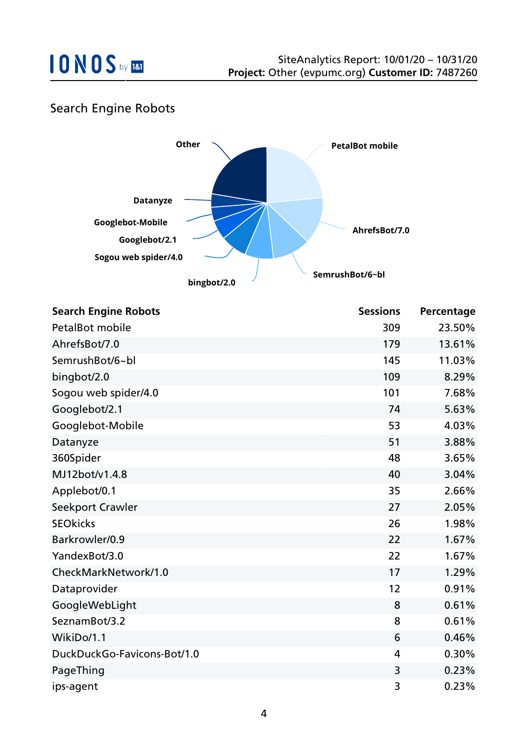## Search Engine Robots

| Search Engine Robots | Sessions | Percentage |
|---|---|---|
| PetalBot mobile | 309 | 23.50% |
| AhrefsBot/7.0 | 179 | 13.61% |
| SemrushBot/6~bl | 145 | 11.03% |
| bingbot/2.0 | 109 | 8.29% |
| Sogou web spider/4.0 | 101 | 7.68% |
| Googlebot/2.1 | 74 | 5.63% |
| Googlebot-Mobile | 53 | 4.03% |
| Datanyze | 51 | 3.88% |
| 360Spider | 48 | 3.65% |
| MJ12bot/v1.4.8 | 40 | 3.04% |
| Applebot/0.1 | 35 | 2.66% |
| Seekport Crawler | 27 | 2.05% |
| SEOkicks | 26 | 1.98% |
| Barkrowler/0.9 | 22 | 1.67% |
| YandexBot/3.0 | 22 | 1.67% |
| CheckMarkNetwork/1.0 | 17 | 1.29% |
| Dataprovider | 12 | 0.91% |
| GoogleWebLight | 8 | 0.61% |
| SeznamBot/3.2 | 8 | 0.61% |
| WikiDo/1.1 | 6 | 0.46% |
| DuckDuckGo-Favicons-Bot/1.0 | 4 | 0.30% |
| PageThing | 3 | 0.23% |
| ips-agent | 3 | 0.23% |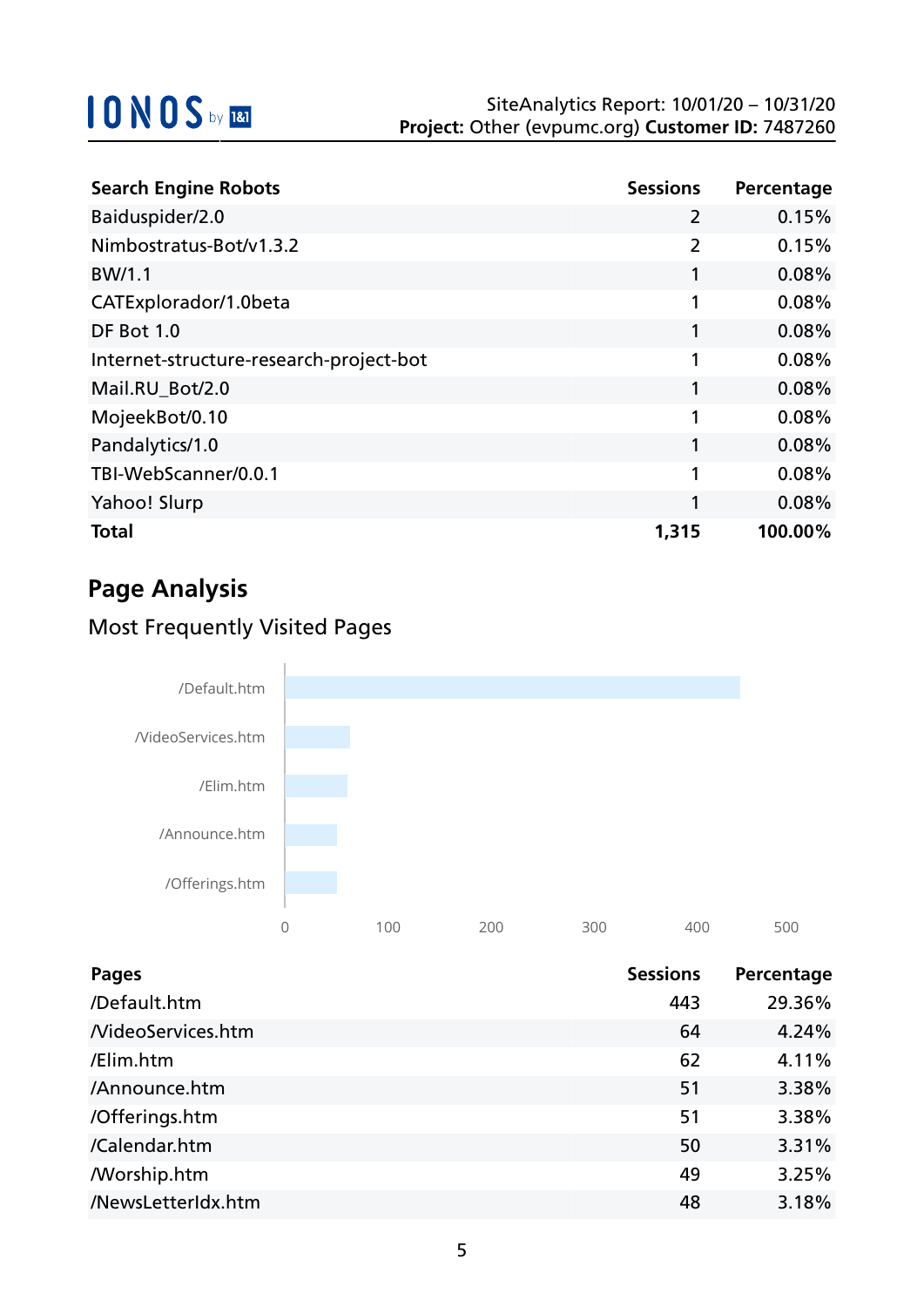| Search Engine Robots | Sessions | Percentage |
|---|---|---|
| Baiduspider/2.0 | 2 | 0.15% |
| Nimbostratus-Bot/v1.3.2 | 2 | 0.15% |
| BW/1.1 | 1 | 0.08% |
| CATExplorador/1.0beta | 1 | 0.08% |
| DF Bot 1.0 | 1 | 0.08% |
| Internet-structure-research-project-bot | 1 | 0.08% |
| Mail.RU_Bot/2.0 | 1 | 0.08% |
| MojeekBot/0.10 | 1 | 0.08% |
| Pandalytics/1.0 | 1 | 0.08% |
| TBI-WebScanner/0.0.1 | 1 | 0.08% |
| Yahoo! Slurp | 1 | 0.08% |
| **Total** | **1,315** | **100.00%** |

## Page Analysis

### Most Frequently Visited Pages

| Pages | Sessions | Percentage |
|---|---|---|
| /Default.htm | 443 | 29.36% |
| /VideoServices.htm | 64 | 4.24% |
| /Elim.htm | 62 | 4.11% |
| /Announce.htm | 51 | 3.38% |
| /Offerings.htm | 51 | 3.38% |
| /Calendar.htm | 50 | 3.31% |
| /Worship.htm | 49 | 3.25% |
| /NewsLetterIdx.htm | 48 | 3.18% |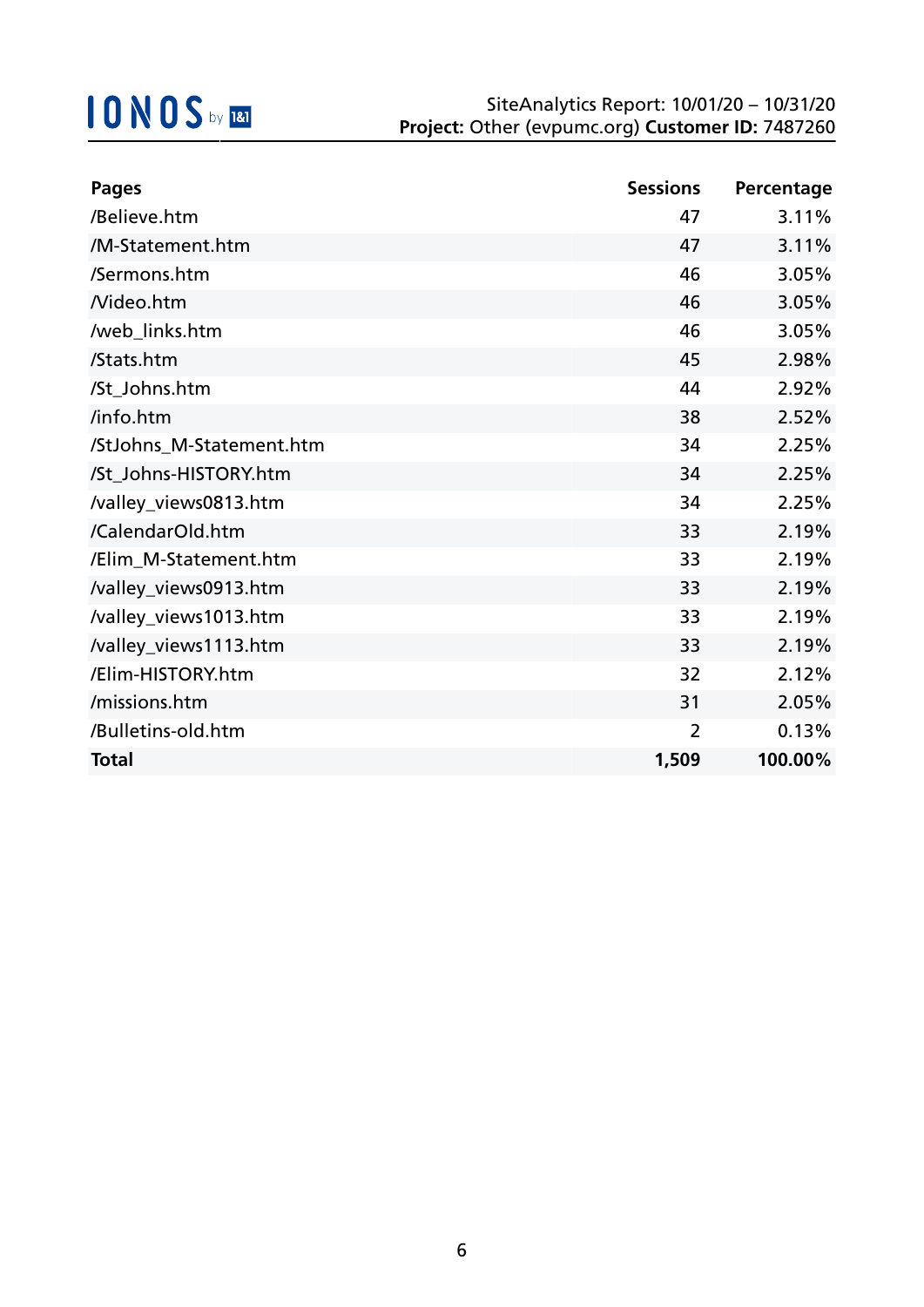SiteAnalytics Report: 10/01/20 – 10/31/20
**Project:** Other (evpumc.org) **Customer ID:** 7487260

| Pages | Sessions | Percentage |
|---|---:|---:|
| /Believe.htm | 47 | 3.11% |
| /M-Statement.htm | 47 | 3.11% |
| /Sermons.htm | 46 | 3.05% |
| /Video.htm | 46 | 3.05% |
| /web_links.htm | 46 | 3.05% |
| /Stats.htm | 45 | 2.98% |
| /St_Johns.htm | 44 | 2.92% |
| /info.htm | 38 | 2.52% |
| /StJohns_M-Statement.htm | 34 | 2.25% |
| /St_Johns-HISTORY.htm | 34 | 2.25% |
| /valley_views0813.htm | 34 | 2.25% |
| /CalendarOld.htm | 33 | 2.19% |
| /Elim_M-Statement.htm | 33 | 2.19% |
| /valley_views0913.htm | 33 | 2.19% |
| /valley_views1013.htm | 33 | 2.19% |
| /valley_views1113.htm | 33 | 2.19% |
| /Elim-HISTORY.htm | 32 | 2.12% |
| /missions.htm | 31 | 2.05% |
| /Bulletins-old.htm | 2 | 0.13% |
| **Total** | **1,509** | **100.00%** |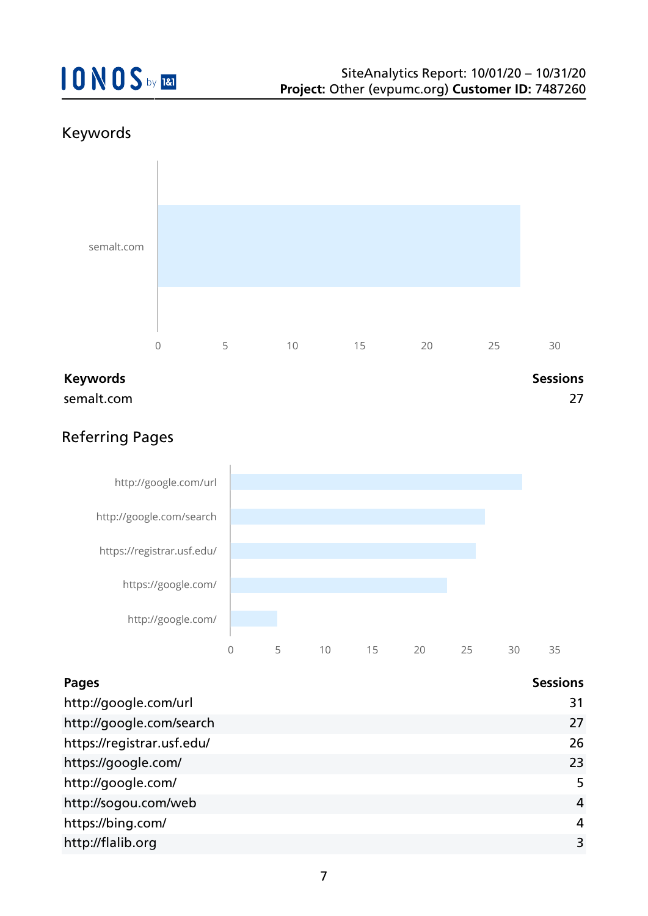## Keywords

| Keywords | Sessions |
| --- | --- |
| semalt.com | 27 |

## Referring Pages

| Pages | Sessions |
| --- | --- |
| http://google.com/url | 31 |
| http://google.com/search | 27 |
| https://registrar.usf.edu/ | 26 |
| https://google.com/ | 23 |
| http://google.com/ | 5 |
| http://sogou.com/web | 4 |
| https://bing.com/ | 4 |
| http://flalib.org | 3 |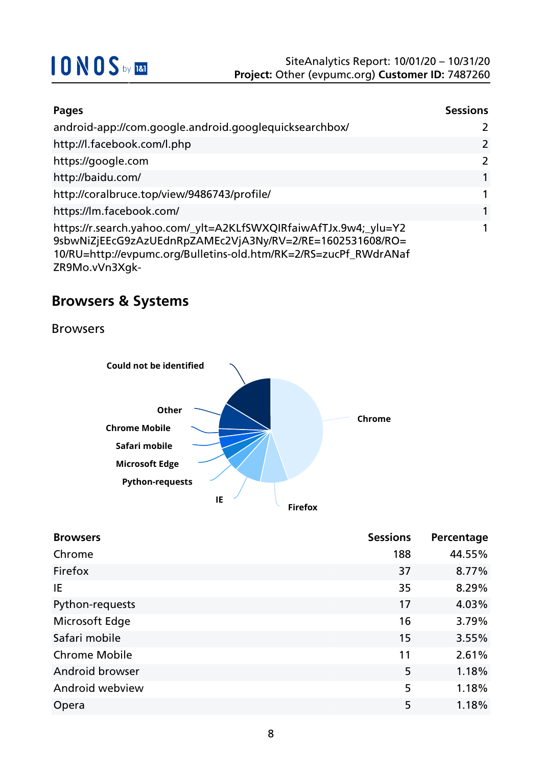| Pages | Sessions |
| --- | --- |
| android-app://com.google.android.googlequicksearchbox/ | 2 |
| http://l.facebook.com/l.php | 2 |
| https://google.com | 2 |
| http://baidu.com/ | 1 |
| http://coralbruce.top/view/9486743/profile/ | 1 |
| https://lm.facebook.com/ | 1 |
| https://r.search.yahoo.com/_ylt=A2KLfSWXQIRfaiwAfTJx.9w4;_ylu=Y29sbwNiZjEEcG9zAzUEdnRpZAMEc2VjA3Ny/RV=2/RE=1602531608/RO=10/RU=http://evpumc.org/Bulletins-old.htm/RK=2/RS=zucPf_RWdrANafZR9Mo.vVn3Xgk- | 1 |

## Browsers & Systems

### Browsers

Could not be identified, Other, Chrome Mobile, Safari mobile, Microsoft Edge, Python-requests, IE, Firefox, Chrome

| Browsers | Sessions | Percentage |
| --- | --- | --- |
| Chrome | 188 | 44.55% |
| Firefox | 37 | 8.77% |
| IE | 35 | 8.29% |
| Python-requests | 17 | 4.03% |
| Microsoft Edge | 16 | 3.79% |
| Safari mobile | 15 | 3.55% |
| Chrome Mobile | 11 | 2.61% |
| Android browser | 5 | 1.18% |
| Android webview | 5 | 1.18% |
| Opera | 5 | 1.18% |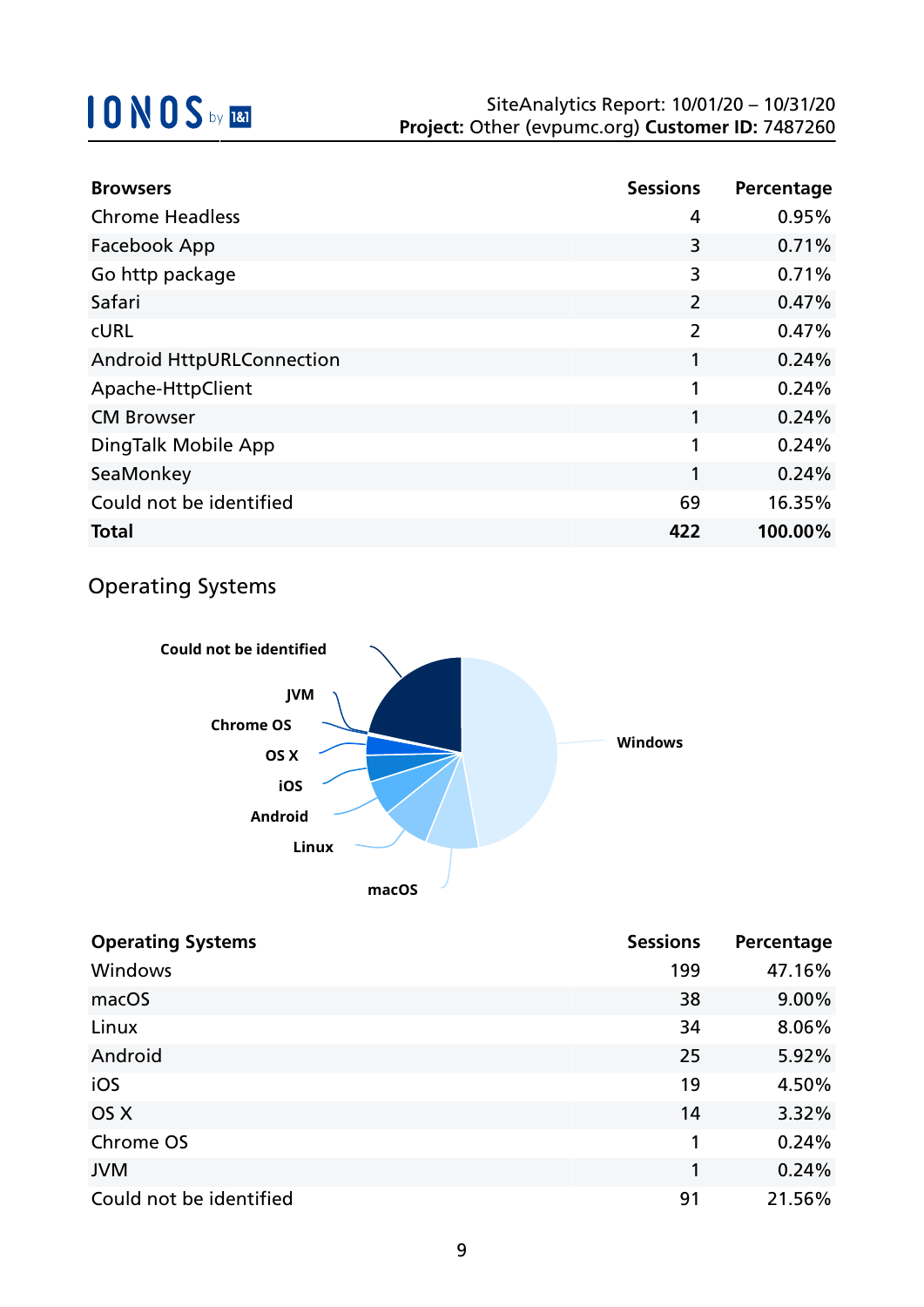| Browsers | Sessions | Percentage |
|---|---|---|
| Chrome Headless | 4 | 0.95% |
| Facebook App | 3 | 0.71% |
| Go http package | 3 | 0.71% |
| Safari | 2 | 0.47% |
| cURL | 2 | 0.47% |
| Android HttpURLConnection | 1 | 0.24% |
| Apache-HttpClient | 1 | 0.24% |
| CM Browser | 1 | 0.24% |
| DingTalk Mobile App | 1 | 0.24% |
| SeaMonkey | 1 | 0.24% |
| Could not be identified | 69 | 16.35% |
| **Total** | **422** | **100.00%** |

## Operating Systems

| Operating Systems | Sessions | Percentage |
|---|---|---|
| Windows | 199 | 47.16% |
| macOS | 38 | 9.00% |
| Linux | 34 | 8.06% |
| Android | 25 | 5.92% |
| iOS | 19 | 4.50% |
| OS X | 14 | 3.32% |
| Chrome OS | 1 | 0.24% |
| JVM | 1 | 0.24% |
| Could not be identified | 91 | 21.56% |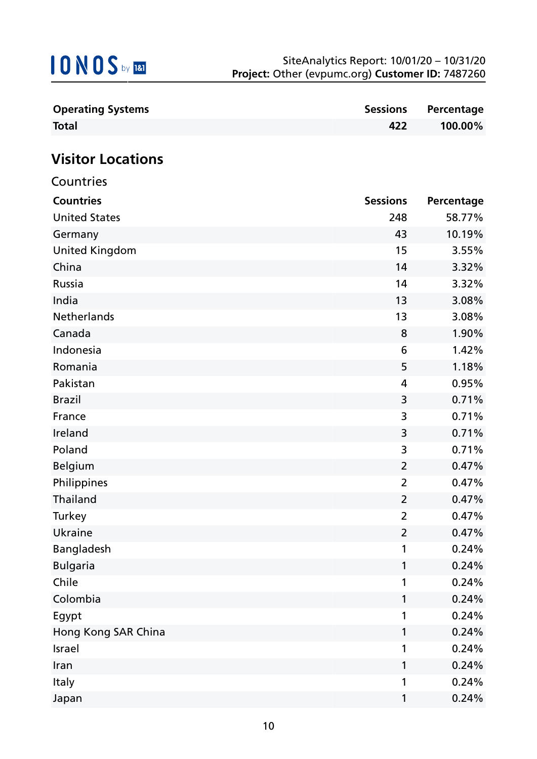| Operating Systems | Sessions | Percentage |
| --- | --- | --- |
| **Total** | **422** | **100.00%** |

## Visitor Locations

### Countries

| Countries | Sessions | Percentage |
| --- | --- | --- |
| United States | 248 | 58.77% |
| Germany | 43 | 10.19% |
| United Kingdom | 15 | 3.55% |
| China | 14 | 3.32% |
| Russia | 14 | 3.32% |
| India | 13 | 3.08% |
| Netherlands | 13 | 3.08% |
| Canada | 8 | 1.90% |
| Indonesia | 6 | 1.42% |
| Romania | 5 | 1.18% |
| Pakistan | 4 | 0.95% |
| Brazil | 3 | 0.71% |
| France | 3 | 0.71% |
| Ireland | 3 | 0.71% |
| Poland | 3 | 0.71% |
| Belgium | 2 | 0.47% |
| Philippines | 2 | 0.47% |
| Thailand | 2 | 0.47% |
| Turkey | 2 | 0.47% |
| Ukraine | 2 | 0.47% |
| Bangladesh | 1 | 0.24% |
| Bulgaria | 1 | 0.24% |
| Chile | 1 | 0.24% |
| Colombia | 1 | 0.24% |
| Egypt | 1 | 0.24% |
| Hong Kong SAR China | 1 | 0.24% |
| Israel | 1 | 0.24% |
| Iran | 1 | 0.24% |
| Italy | 1 | 0.24% |
| Japan | 1 | 0.24% |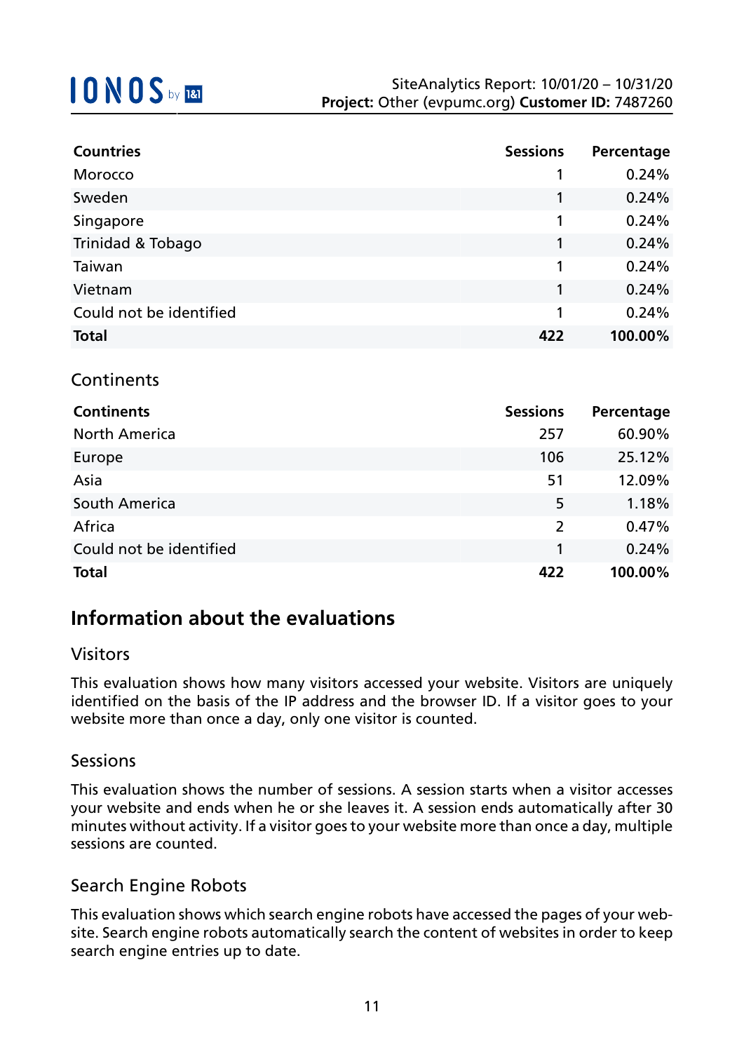| Countries | Sessions | Percentage |
|---|---|---|
| Morocco | 1 | 0.24% |
| Sweden | 1 | 0.24% |
| Singapore | 1 | 0.24% |
| Trinidad & Tobago | 1 | 0.24% |
| Taiwan | 1 | 0.24% |
| Vietnam | 1 | 0.24% |
| Could not be identified | 1 | 0.24% |
| **Total** | **422** | **100.00%** |

### Continents

| Continents | Sessions | Percentage |
|---|---|---|
| North America | 257 | 60.90% |
| Europe | 106 | 25.12% |
| Asia | 51 | 12.09% |
| South America | 5 | 1.18% |
| Africa | 2 | 0.47% |
| Could not be identified | 1 | 0.24% |
| **Total** | **422** | **100.00%** |

## Information about the evaluations

### Visitors

This evaluation shows how many visitors accessed your website. Visitors are uniquely identified on the basis of the IP address and the browser ID. If a visitor goes to your website more than once a day, only one visitor is counted.

### Sessions

This evaluation shows the number of sessions. A session starts when a visitor accesses your website and ends when he or she leaves it. A session ends automatically after 30 minutes without activity. If a visitor goes to your website more than once a day, multiple sessions are counted.

### Search Engine Robots

This evaluation shows which search engine robots have accessed the pages of your website. Search engine robots automatically search the content of websites in order to keep search engine entries up to date.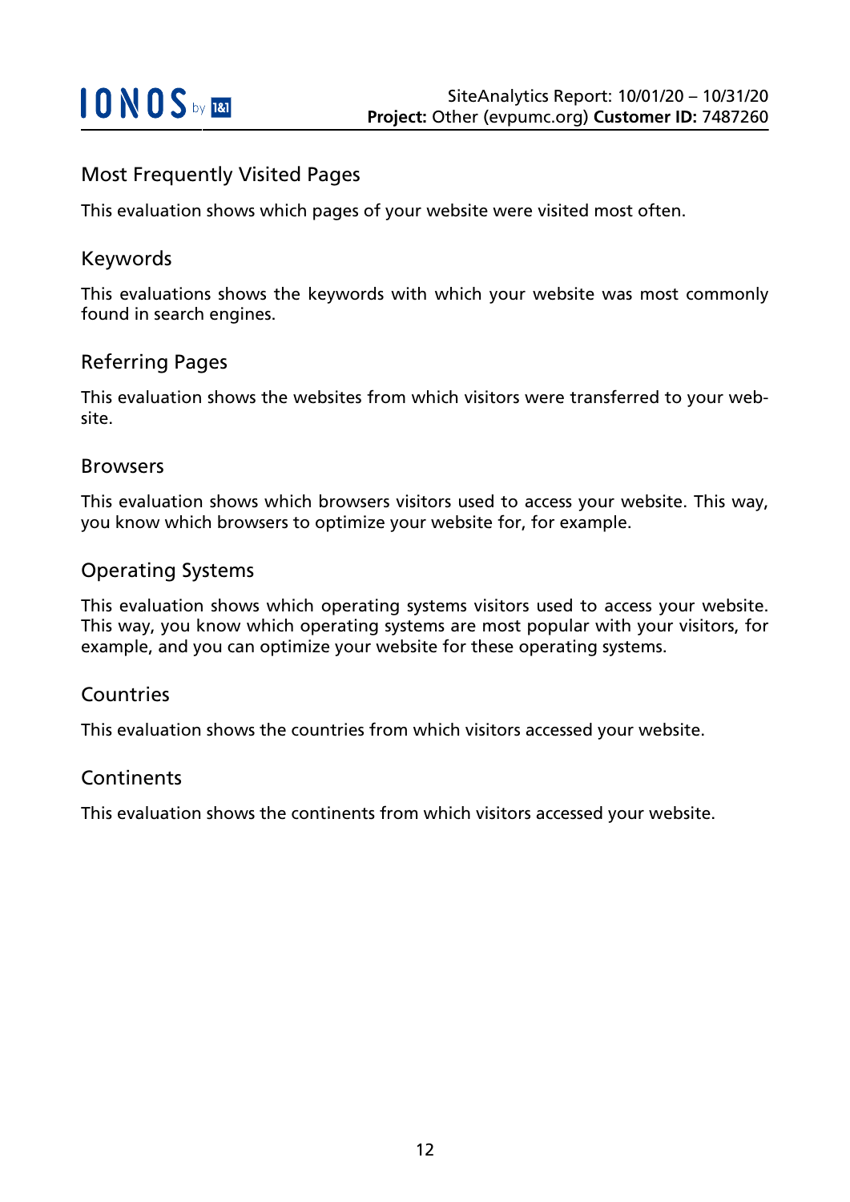## Most Frequently Visited Pages

This evaluation shows which pages of your website were visited most often.

## Keywords

This evaluations shows the keywords with which your website was most commonly found in search engines.

## Referring Pages

This evaluation shows the websites from which visitors were transferred to your website.

## Browsers

This evaluation shows which browsers visitors used to access your website. This way, you know which browsers to optimize your website for, for example.

## Operating Systems

This evaluation shows which operating systems visitors used to access your website. This way, you know which operating systems are most popular with your visitors, for example, and you can optimize your website for these operating systems.

## Countries

This evaluation shows the countries from which visitors accessed your website.

## Continents

This evaluation shows the continents from which visitors accessed your website.